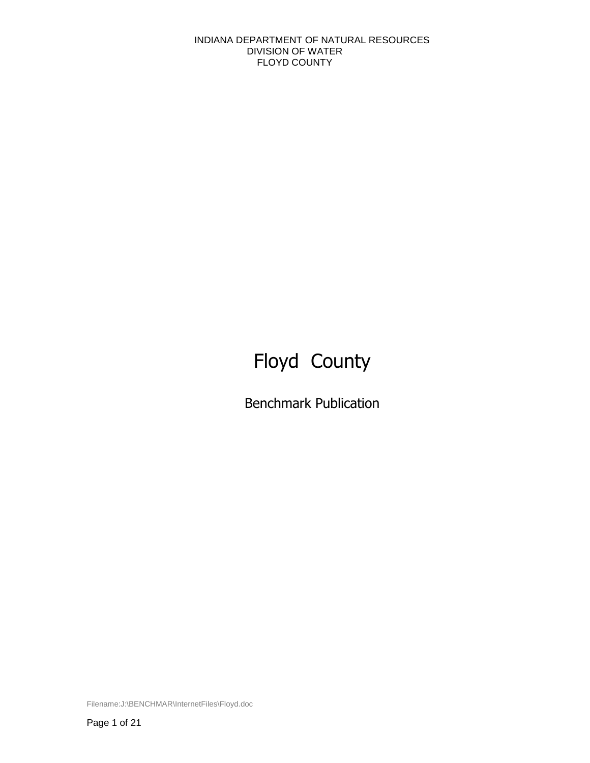INDIANA DEPARTMENT OF NATURAL RESOURCES
DIVISION OF WATER
FLOYD COUNTY

# Floyd County

## Benchmark Publication

Filename:J:\BENCHMAR\InternetFiles\Floyd.doc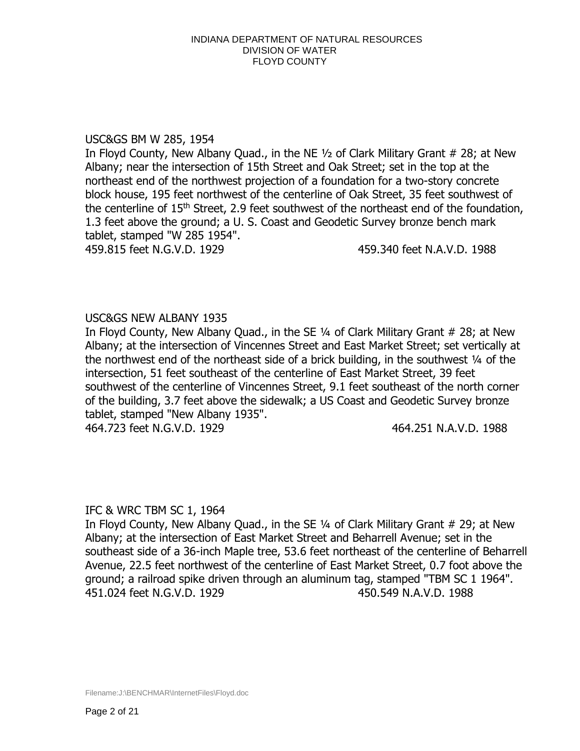USC&GS BM W 285, 1954

In Floyd County, New Albany Quad., in the NE ½ of Clark Military Grant # 28; at New Albany; near the intersection of 15th Street and Oak Street; set in the top at the northeast end of the northwest projection of a foundation for a two-story concrete block house, 195 feet northwest of the centerline of Oak Street, 35 feet southwest of the centerline of 15th Street, 2.9 feet southwest of the northeast end of the foundation, 1.3 feet above the ground; a U. S. Coast and Geodetic Survey bronze bench mark tablet, stamped "W 285 1954".

459.815 feet N.G.V.D. 1929 459.340 feet N.A.V.D. 1988

USC&GS NEW ALBANY 1935

In Floyd County, New Albany Quad., in the SE ¼ of Clark Military Grant # 28; at New Albany; at the intersection of Vincennes Street and East Market Street; set vertically at the northwest end of the northeast side of a brick building, in the southwest ¼ of the intersection, 51 feet southeast of the centerline of East Market Street, 39 feet southwest of the centerline of Vincennes Street, 9.1 feet southeast of the north corner of the building, 3.7 feet above the sidewalk; a US Coast and Geodetic Survey bronze tablet, stamped "New Albany 1935".

464.723 feet N.G.V.D. 1929 464.251 N.A.V.D. 1988

IFC & WRC TBM SC 1, 1964

In Floyd County, New Albany Quad., in the SE ¼ of Clark Military Grant # 29; at New Albany; at the intersection of East Market Street and Beharrell Avenue; set in the southeast side of a 36-inch Maple tree, 53.6 feet northeast of the centerline of Beharrell Avenue, 22.5 feet northwest of the centerline of East Market Street, 0.7 foot above the ground; a railroad spike driven through an aluminum tag, stamped "TBM SC 1 1964".

451.024 feet N.G.V.D. 1929 450.549 N.A.V.D. 1988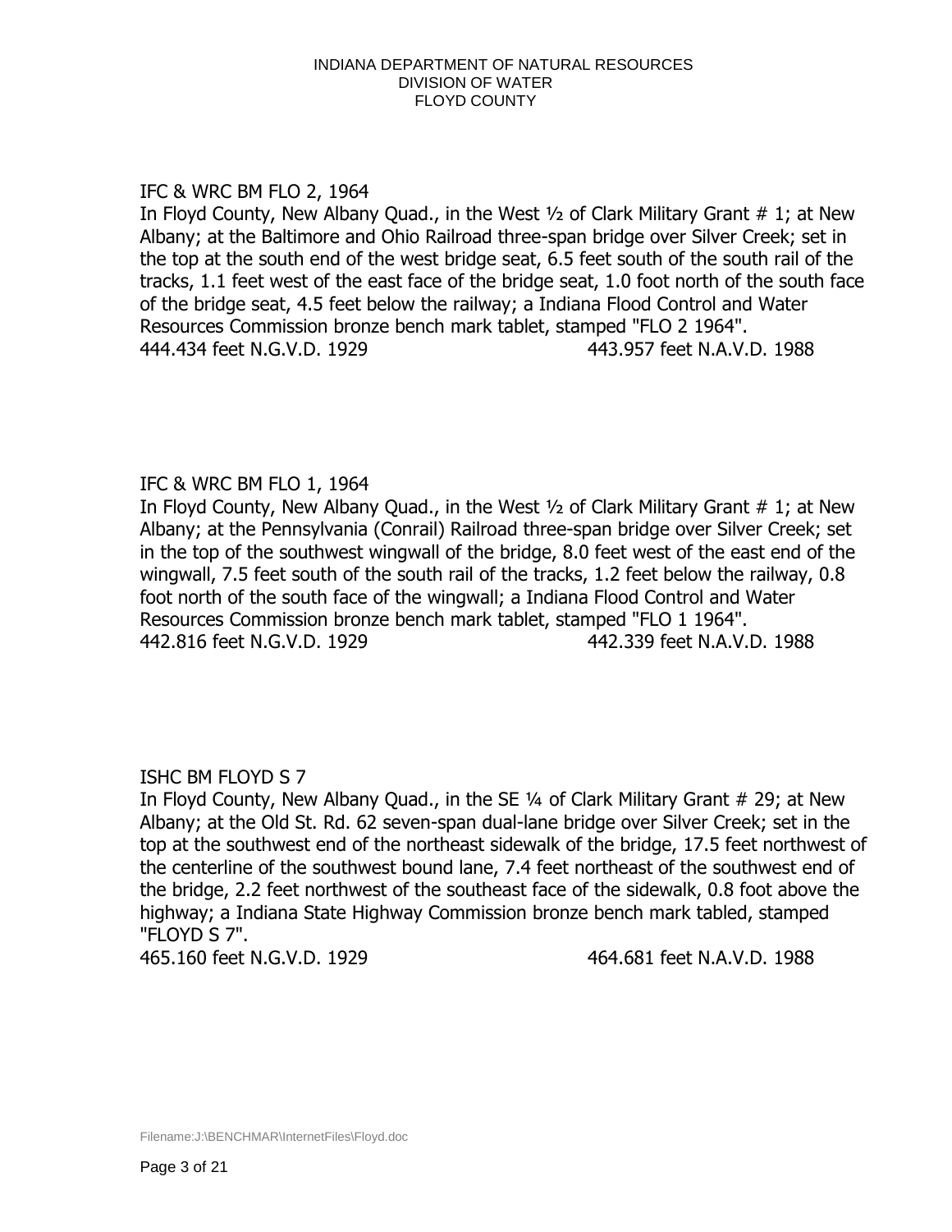INDIANA DEPARTMENT OF NATURAL RESOURCES
DIVISION OF WATER
FLOYD COUNTY

IFC & WRC BM FLO 2, 1964
In Floyd County, New Albany Quad., in the West ½ of Clark Military Grant # 1; at New Albany; at the Baltimore and Ohio Railroad three-span bridge over Silver Creek; set in the top at the south end of the west bridge seat, 6.5 feet south of the south rail of the tracks, 1.1 feet west of the east face of the bridge seat, 1.0 foot north of the south face of the bridge seat, 4.5 feet below the railway; a Indiana Flood Control and Water Resources Commission bronze bench mark tablet, stamped "FLO 2 1964".
444.434 feet N.G.V.D. 1929 443.957 feet N.A.V.D. 1988

IFC & WRC BM FLO 1, 1964
In Floyd County, New Albany Quad., in the West ½ of Clark Military Grant # 1; at New Albany; at the Pennsylvania (Conrail) Railroad three-span bridge over Silver Creek; set in the top of the southwest wingwall of the bridge, 8.0 feet west of the east end of the wingwall, 7.5 feet south of the south rail of the tracks, 1.2 feet below the railway, 0.8 foot north of the south face of the wingwall; a Indiana Flood Control and Water Resources Commission bronze bench mark tablet, stamped "FLO 1 1964".
442.816 feet N.G.V.D. 1929 442.339 feet N.A.V.D. 1988

ISHC BM FLOYD S 7
In Floyd County, New Albany Quad., in the SE ¼ of Clark Military Grant # 29; at New Albany; at the Old St. Rd. 62 seven-span dual-lane bridge over Silver Creek; set in the top at the southwest end of the northeast sidewalk of the bridge, 17.5 feet northwest of the centerline of the southwest bound lane, 7.4 feet northeast of the southwest end of the bridge, 2.2 feet northwest of the southeast face of the sidewalk, 0.8 foot above the highway; a Indiana State Highway Commission bronze bench mark tabled, stamped "FLOYD S 7".
465.160 feet N.G.V.D. 1929 464.681 feet N.A.V.D. 1988

Filename:J:\BENCHMAR\InternetFiles\Floyd.doc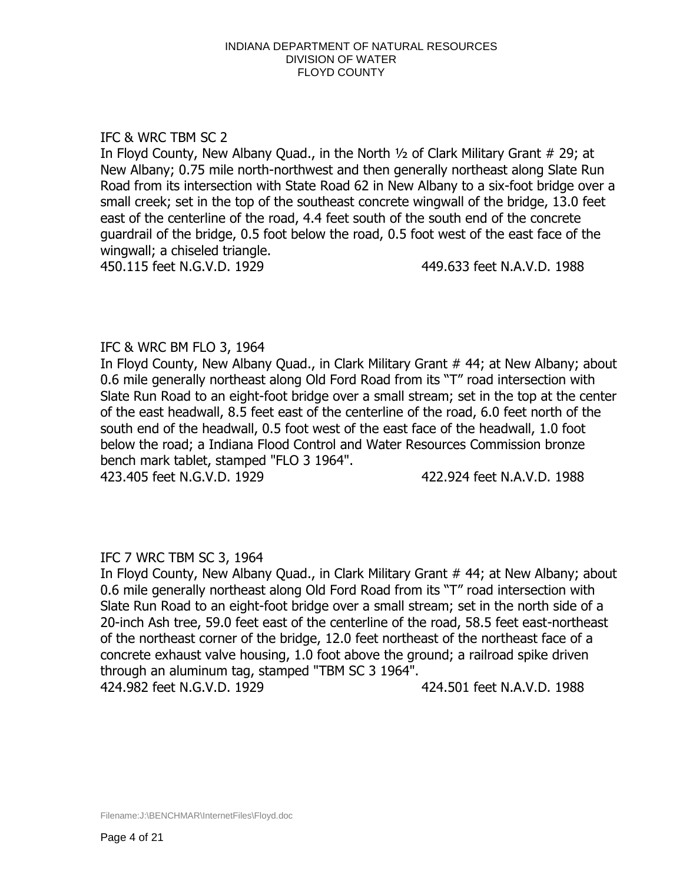IFC & WRC TBM SC 2

In Floyd County, New Albany Quad., in the North ½ of Clark Military Grant # 29; at New Albany; 0.75 mile north-northwest and then generally northeast along Slate Run Road from its intersection with State Road 62 in New Albany to a six-foot bridge over a small creek; set in the top of the southeast concrete wingwall of the bridge, 13.0 feet east of the centerline of the road, 4.4 feet south of the south end of the concrete guardrail of the bridge, 0.5 foot below the road, 0.5 foot west of the east face of the wingwall; a chiseled triangle.

450.115 feet N.G.V.D. 1929 449.633 feet N.A.V.D. 1988

IFC & WRC BM FLO 3, 1964

In Floyd County, New Albany Quad., in Clark Military Grant # 44; at New Albany; about 0.6 mile generally northeast along Old Ford Road from its "T" road intersection with Slate Run Road to an eight-foot bridge over a small stream; set in the top at the center of the east headwall, 8.5 feet east of the centerline of the road, 6.0 feet north of the south end of the headwall, 0.5 foot west of the east face of the headwall, 1.0 foot below the road; a Indiana Flood Control and Water Resources Commission bronze bench mark tablet, stamped "FLO 3 1964".

423.405 feet N.G.V.D. 1929 422.924 feet N.A.V.D. 1988

IFC 7 WRC TBM SC 3, 1964

In Floyd County, New Albany Quad., in Clark Military Grant # 44; at New Albany; about 0.6 mile generally northeast along Old Ford Road from its "T" road intersection with Slate Run Road to an eight-foot bridge over a small stream; set in the north side of a 20-inch Ash tree, 59.0 feet east of the centerline of the road, 58.5 feet east-northeast of the northeast corner of the bridge, 12.0 feet northeast of the northeast face of a concrete exhaust valve housing, 1.0 foot above the ground; a railroad spike driven through an aluminum tag, stamped "TBM SC 3 1964".

424.982 feet N.G.V.D. 1929 424.501 feet N.A.V.D. 1988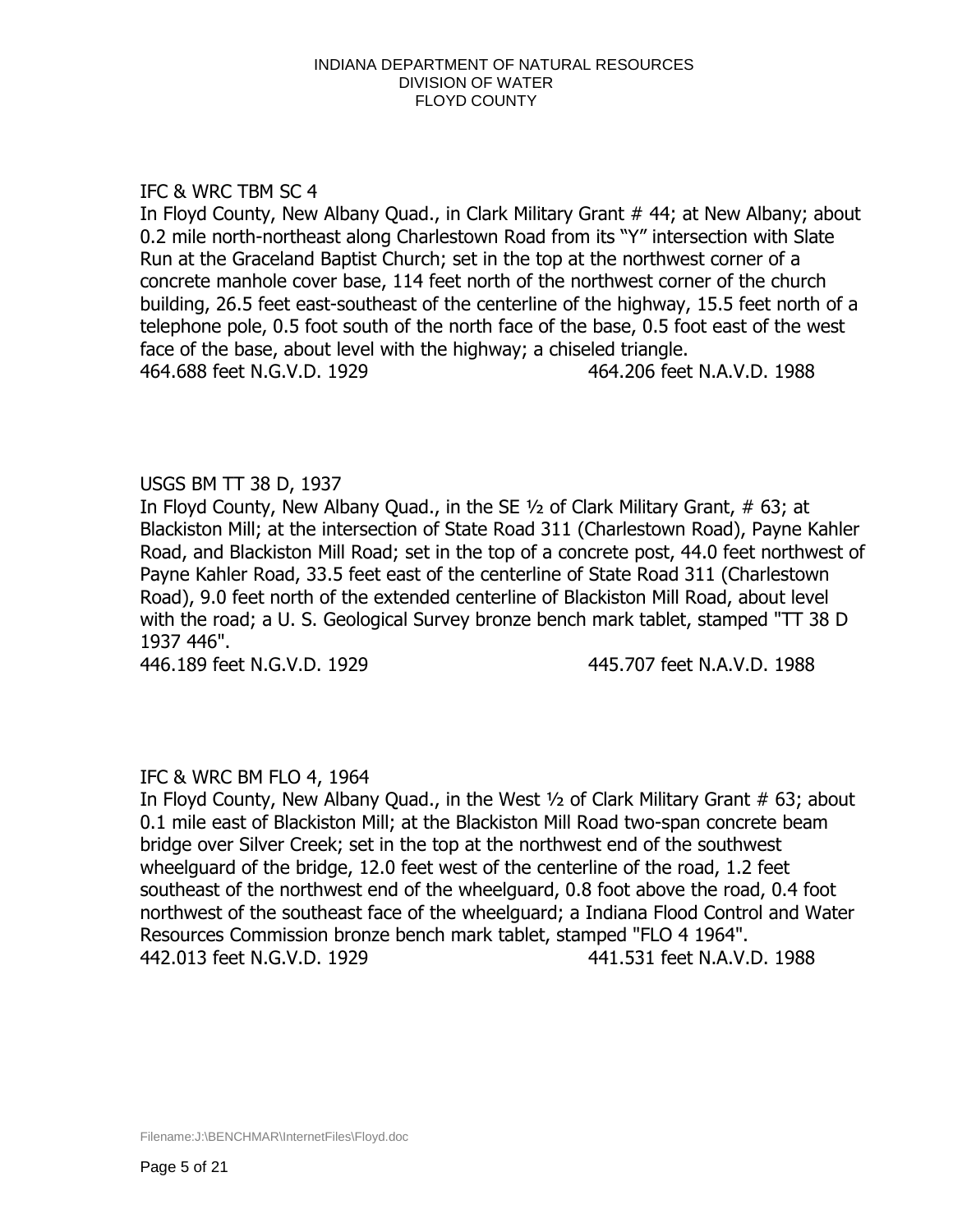IFC & WRC TBM SC 4

In Floyd County, New Albany Quad., in Clark Military Grant # 44; at New Albany; about 0.2 mile north-northeast along Charlestown Road from its "Y" intersection with Slate Run at the Graceland Baptist Church; set in the top at the northwest corner of a concrete manhole cover base, 114 feet north of the northwest corner of the church building, 26.5 feet east-southeast of the centerline of the highway, 15.5 feet north of a telephone pole, 0.5 foot south of the north face of the base, 0.5 foot east of the west face of the base, about level with the highway; a chiseled triangle.

464.688 feet N.G.V.D. 1929 464.206 feet N.A.V.D. 1988

USGS BM TT 38 D, 1937

In Floyd County, New Albany Quad., in the SE ½ of Clark Military Grant, # 63; at Blackiston Mill; at the intersection of State Road 311 (Charlestown Road), Payne Kahler Road, and Blackiston Mill Road; set in the top of a concrete post, 44.0 feet northwest of Payne Kahler Road, 33.5 feet east of the centerline of State Road 311 (Charlestown Road), 9.0 feet north of the extended centerline of Blackiston Mill Road, about level with the road; a U. S. Geological Survey bronze bench mark tablet, stamped "TT 38 D 1937 446".

446.189 feet N.G.V.D. 1929 445.707 feet N.A.V.D. 1988

IFC & WRC BM FLO 4, 1964

In Floyd County, New Albany Quad., in the West ½ of Clark Military Grant # 63; about 0.1 mile east of Blackiston Mill; at the Blackiston Mill Road two-span concrete beam bridge over Silver Creek; set in the top at the northwest end of the southwest wheelguard of the bridge, 12.0 feet west of the centerline of the road, 1.2 feet southeast of the northwest end of the wheelguard, 0.8 foot above the road, 0.4 foot northwest of the southeast face of the wheelguard; a Indiana Flood Control and Water Resources Commission bronze bench mark tablet, stamped "FLO 4 1964".

442.013 feet N.G.V.D. 1929 441.531 feet N.A.V.D. 1988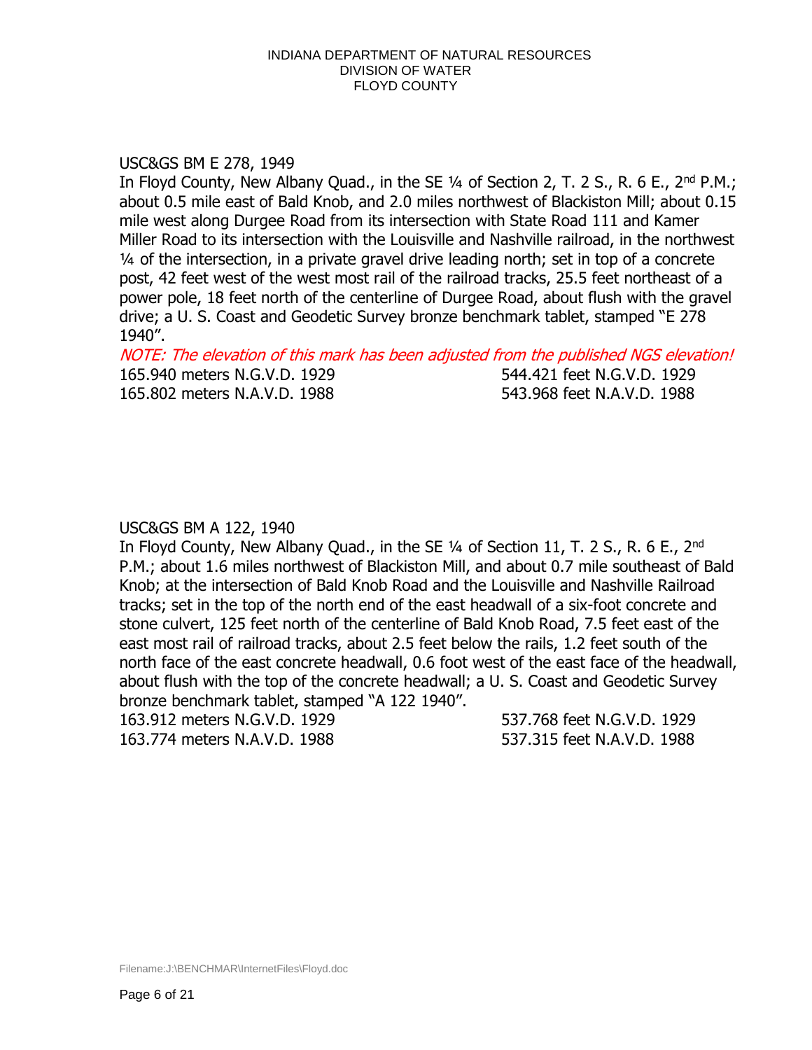USC&GS BM E 278, 1949

In Floyd County, New Albany Quad., in the SE ¼ of Section 2, T. 2 S., R. 6 E., 2nd P.M.; about 0.5 mile east of Bald Knob, and 2.0 miles northwest of Blackiston Mill; about 0.15 mile west along Durgee Road from its intersection with State Road 111 and Kamer Miller Road to its intersection with the Louisville and Nashville railroad, in the northwest ¼ of the intersection, in a private gravel drive leading north; set in top of a concrete post, 42 feet west of the west most rail of the railroad tracks, 25.5 feet northeast of a power pole, 18 feet north of the centerline of Durgee Road, about flush with the gravel drive; a U. S. Coast and Geodetic Survey bronze benchmark tablet, stamped "E 278 1940".

*NOTE: The elevation of this mark has been adjusted from the published NGS elevation!*

165.940 meters N.G.V.D. 1929 544.421 feet N.G.V.D. 1929
165.802 meters N.A.V.D. 1988 543.968 feet N.A.V.D. 1988

USC&GS BM A 122, 1940

In Floyd County, New Albany Quad., in the SE ¼ of Section 11, T. 2 S., R. 6 E., 2nd P.M.; about 1.6 miles northwest of Blackiston Mill, and about 0.7 mile southeast of Bald Knob; at the intersection of Bald Knob Road and the Louisville and Nashville Railroad tracks; set in the top of the north end of the east headwall of a six-foot concrete and stone culvert, 125 feet north of the centerline of Bald Knob Road, 7.5 feet east of the east most rail of railroad tracks, about 2.5 feet below the rails, 1.2 feet south of the north face of the east concrete headwall, 0.6 foot west of the east face of the headwall, about flush with the top of the concrete headwall; a U. S. Coast and Geodetic Survey bronze benchmark tablet, stamped "A 122 1940".

163.912 meters N.G.V.D. 1929 537.768 feet N.G.V.D. 1929
163.774 meters N.A.V.D. 1988 537.315 feet N.A.V.D. 1988

Filename:J:\BENCHMAR\InternetFiles\Floyd.doc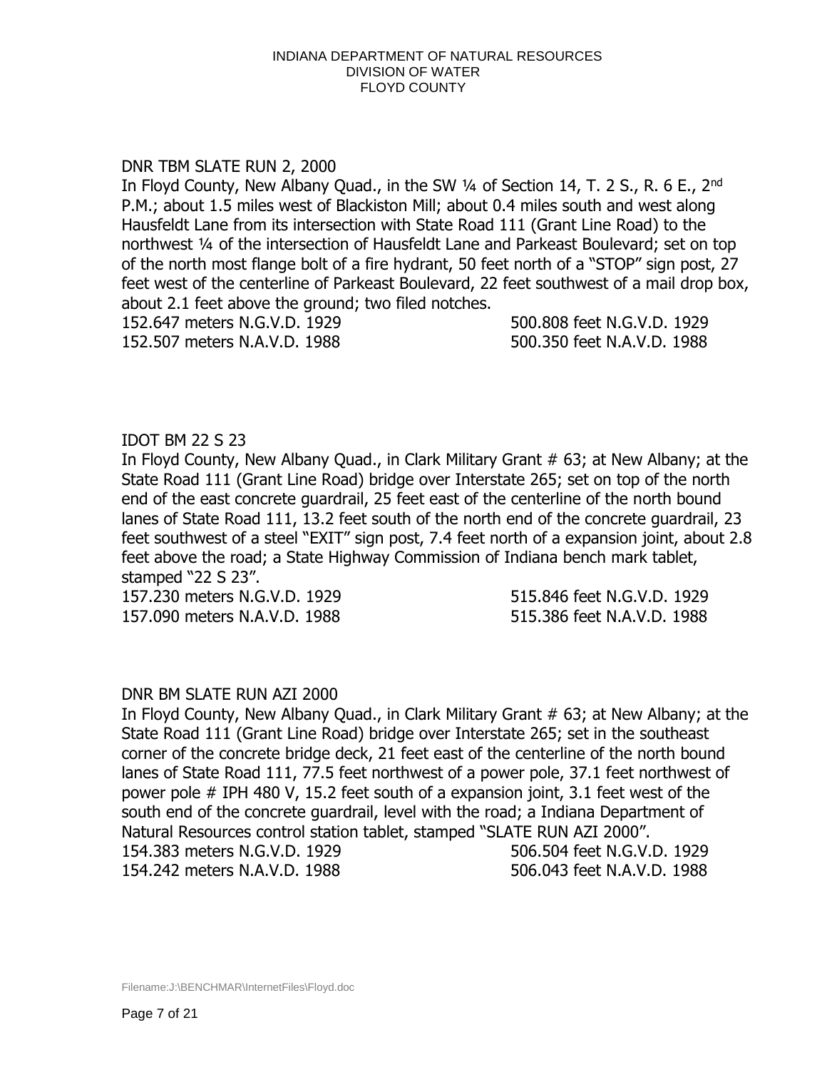DNR TBM SLATE RUN 2, 2000

In Floyd County, New Albany Quad., in the SW ¼ of Section 14, T. 2 S., R. 6 E., 2nd P.M.; about 1.5 miles west of Blackiston Mill; about 0.4 miles south and west along Hausfeldt Lane from its intersection with State Road 111 (Grant Line Road) to the northwest ¼ of the intersection of Hausfeldt Lane and Parkeast Boulevard; set on top of the north most flange bolt of a fire hydrant, 50 feet north of a "STOP" sign post, 27 feet west of the centerline of Parkeast Boulevard, 22 feet southwest of a mail drop box, about 2.1 feet above the ground; two filed notches.

152.647 meters N.G.V.D. 1929 500.808 feet N.G.V.D. 1929
152.507 meters N.A.V.D. 1988 500.350 feet N.A.V.D. 1988

IDOT BM 22 S 23

In Floyd County, New Albany Quad., in Clark Military Grant # 63; at New Albany; at the State Road 111 (Grant Line Road) bridge over Interstate 265; set on top of the north end of the east concrete guardrail, 25 feet east of the centerline of the north bound lanes of State Road 111, 13.2 feet south of the north end of the concrete guardrail, 23 feet southwest of a steel "EXIT" sign post, 7.4 feet north of a expansion joint, about 2.8 feet above the road; a State Highway Commission of Indiana bench mark tablet, stamped "22 S 23".

157.230 meters N.G.V.D. 1929 515.846 feet N.G.V.D. 1929
157.090 meters N.A.V.D. 1988 515.386 feet N.A.V.D. 1988

DNR BM SLATE RUN AZI 2000

In Floyd County, New Albany Quad., in Clark Military Grant # 63; at New Albany; at the State Road 111 (Grant Line Road) bridge over Interstate 265; set in the southeast corner of the concrete bridge deck, 21 feet east of the centerline of the north bound lanes of State Road 111, 77.5 feet northwest of a power pole, 37.1 feet northwest of power pole # IPH 480 V, 15.2 feet south of a expansion joint, 3.1 feet west of the south end of the concrete guardrail, level with the road; a Indiana Department of Natural Resources control station tablet, stamped "SLATE RUN AZI 2000".

154.383 meters N.G.V.D. 1929 506.504 feet N.G.V.D. 1929
154.242 meters N.A.V.D. 1988 506.043 feet N.A.V.D. 1988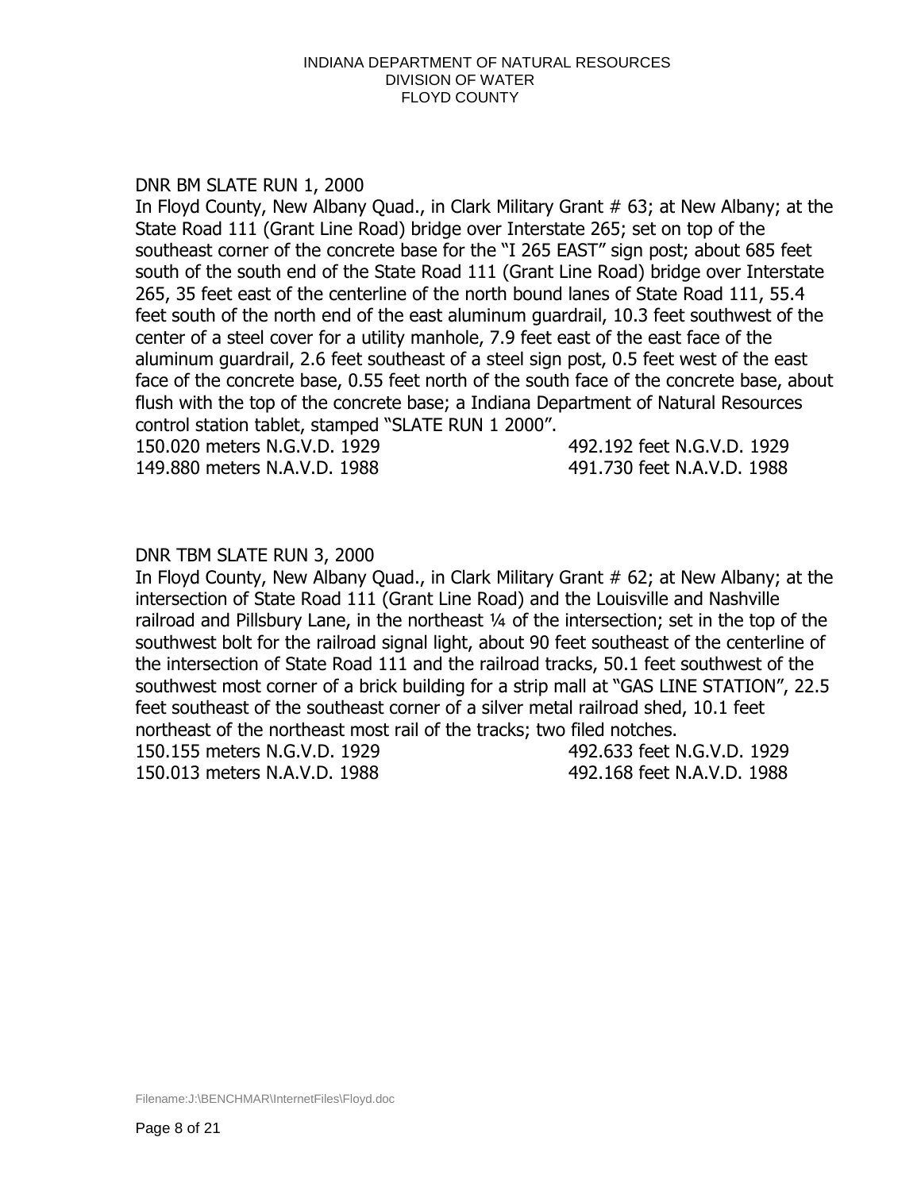DNR BM SLATE RUN 1, 2000

In Floyd County, New Albany Quad., in Clark Military Grant # 63; at New Albany; at the State Road 111 (Grant Line Road) bridge over Interstate 265; set on top of the southeast corner of the concrete base for the "I 265 EAST" sign post; about 685 feet south of the south end of the State Road 111 (Grant Line Road) bridge over Interstate 265, 35 feet east of the centerline of the north bound lanes of State Road 111, 55.4 feet south of the north end of the east aluminum guardrail, 10.3 feet southwest of the center of a steel cover for a utility manhole, 7.9 feet east of the east face of the aluminum guardrail, 2.6 feet southeast of a steel sign post, 0.5 feet west of the east face of the concrete base, 0.55 feet north of the south face of the concrete base, about flush with the top of the concrete base; a Indiana Department of Natural Resources control station tablet, stamped "SLATE RUN 1 2000".

150.020 meters N.G.V.D. 1929 — 492.192 feet N.G.V.D. 1929
149.880 meters N.A.V.D. 1988 — 491.730 feet N.A.V.D. 1988

DNR TBM SLATE RUN 3, 2000

In Floyd County, New Albany Quad., in Clark Military Grant # 62; at New Albany; at the intersection of State Road 111 (Grant Line Road) and the Louisville and Nashville railroad and Pillsbury Lane, in the northeast ¼ of the intersection; set in the top of the southwest bolt for the railroad signal light, about 90 feet southeast of the centerline of the intersection of State Road 111 and the railroad tracks, 50.1 feet southwest of the southwest most corner of a brick building for a strip mall at "GAS LINE STATION", 22.5 feet southeast of the southeast corner of a silver metal railroad shed, 10.1 feet northeast of the northeast most rail of the tracks; two filed notches.

150.155 meters N.G.V.D. 1929 — 492.633 feet N.G.V.D. 1929
150.013 meters N.A.V.D. 1988 — 492.168 feet N.A.V.D. 1988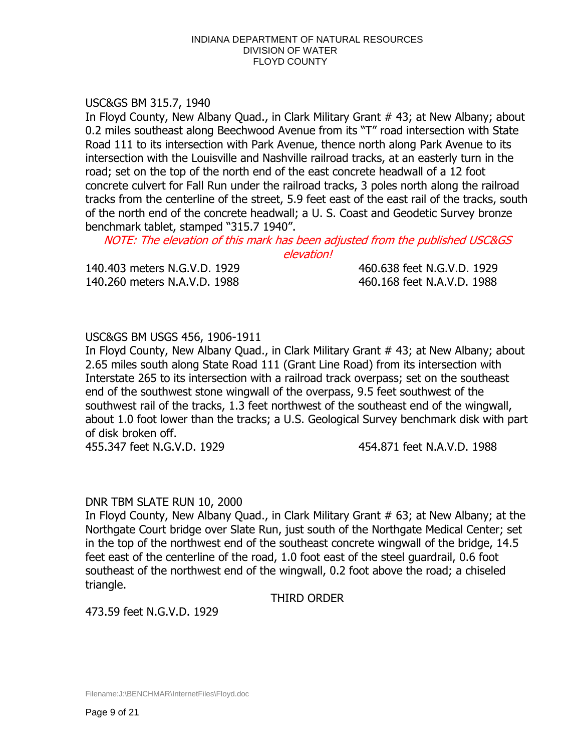USC&GS BM 315.7, 1940

In Floyd County, New Albany Quad., in Clark Military Grant # 43; at New Albany; about 0.2 miles southeast along Beechwood Avenue from its "T" road intersection with State Road 111 to its intersection with Park Avenue, thence north along Park Avenue to its intersection with the Louisville and Nashville railroad tracks, at an easterly turn in the road; set on the top of the north end of the east concrete headwall of a 12 foot concrete culvert for Fall Run under the railroad tracks, 3 poles north along the railroad tracks from the centerline of the street, 5.9 feet east of the east rail of the tracks, south of the north end of the concrete headwall; a U. S. Coast and Geodetic Survey bronze benchmark tablet, stamped "315.7 1940".

*NOTE: The elevation of this mark has been adjusted from the published USC&GS elevation!*

140.403 meters N.G.V.D. 1929 — 460.638 feet N.G.V.D. 1929
140.260 meters N.A.V.D. 1988 — 460.168 feet N.A.V.D. 1988

USC&GS BM USGS 456, 1906-1911

In Floyd County, New Albany Quad., in Clark Military Grant # 43; at New Albany; about 2.65 miles south along State Road 111 (Grant Line Road) from its intersection with Interstate 265 to its intersection with a railroad track overpass; set on the southeast end of the southwest stone wingwall of the overpass, 9.5 feet southwest of the southwest rail of the tracks, 1.3 feet northwest of the southeast end of the wingwall, about 1.0 foot lower than the tracks; a U.S. Geological Survey benchmark disk with part of disk broken off.

455.347 feet N.G.V.D. 1929 — 454.871 feet N.A.V.D. 1988

DNR TBM SLATE RUN 10, 2000

In Floyd County, New Albany Quad., in Clark Military Grant # 63; at New Albany; at the Northgate Court bridge over Slate Run, just south of the Northgate Medical Center; set in the top of the northwest end of the southeast concrete wingwall of the bridge, 14.5 feet east of the centerline of the road, 1.0 foot east of the steel guardrail, 0.6 foot southeast of the northwest end of the wingwall, 0.2 foot above the road; a chiseled triangle.

THIRD ORDER

473.59 feet N.G.V.D. 1929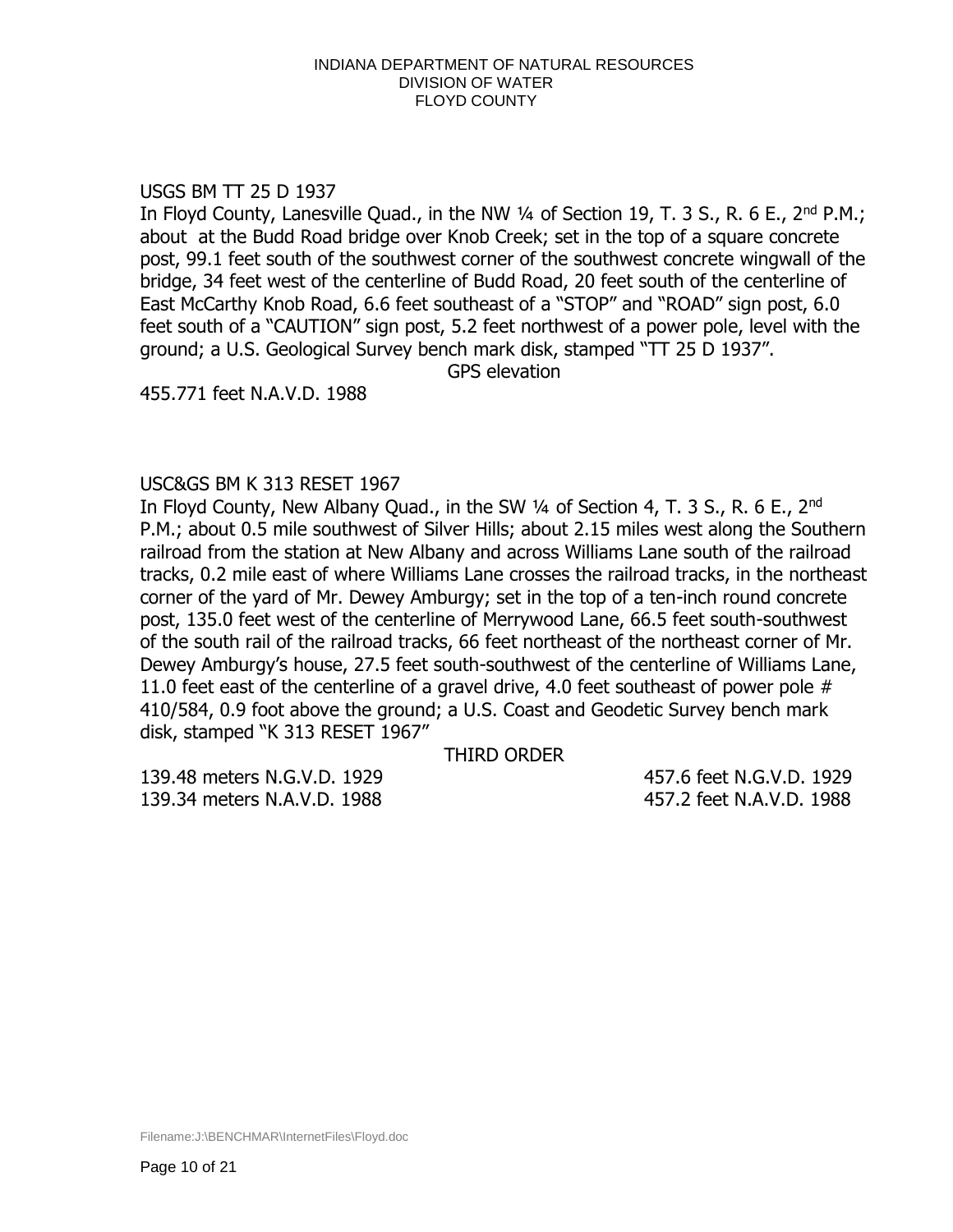INDIANA DEPARTMENT OF NATURAL RESOURCES
DIVISION OF WATER
FLOYD COUNTY

USGS BM TT 25 D 1937

In Floyd County, Lanesville Quad., in the NW ¼ of Section 19, T. 3 S., R. 6 E., 2nd P.M.; about at the Budd Road bridge over Knob Creek; set in the top of a square concrete post, 99.1 feet south of the southwest corner of the southwest concrete wingwall of the bridge, 34 feet west of the centerline of Budd Road, 20 feet south of the centerline of East McCarthy Knob Road, 6.6 feet southeast of a "STOP" and "ROAD" sign post, 6.0 feet south of a "CAUTION" sign post, 5.2 feet northwest of a power pole, level with the ground; a U.S. Geological Survey bench mark disk, stamped "TT 25 D 1937".

GPS elevation

455.771 feet N.A.V.D. 1988

USC&GS BM K 313 RESET 1967

In Floyd County, New Albany Quad., in the SW ¼ of Section 4, T. 3 S., R. 6 E., 2nd P.M.; about 0.5 mile southwest of Silver Hills; about 2.15 miles west along the Southern railroad from the station at New Albany and across Williams Lane south of the railroad tracks, 0.2 mile east of where Williams Lane crosses the railroad tracks, in the northeast corner of the yard of Mr. Dewey Amburgy; set in the top of a ten-inch round concrete post, 135.0 feet west of the centerline of Merrywood Lane, 66.5 feet south-southwest of the south rail of the railroad tracks, 66 feet northeast of the northeast corner of Mr. Dewey Amburgy's house, 27.5 feet south-southwest of the centerline of Williams Lane, 11.0 feet east of the centerline of a gravel drive, 4.0 feet southeast of power pole # 410/584, 0.9 foot above the ground; a U.S. Coast and Geodetic Survey bench mark disk, stamped "K 313 RESET 1967"

THIRD ORDER

139.48 meters N.G.V.D. 1929 457.6 feet N.G.V.D. 1929
139.34 meters N.A.V.D. 1988 457.2 feet N.A.V.D. 1988

Filename:J:\BENCHMAR\InternetFiles\Floyd.doc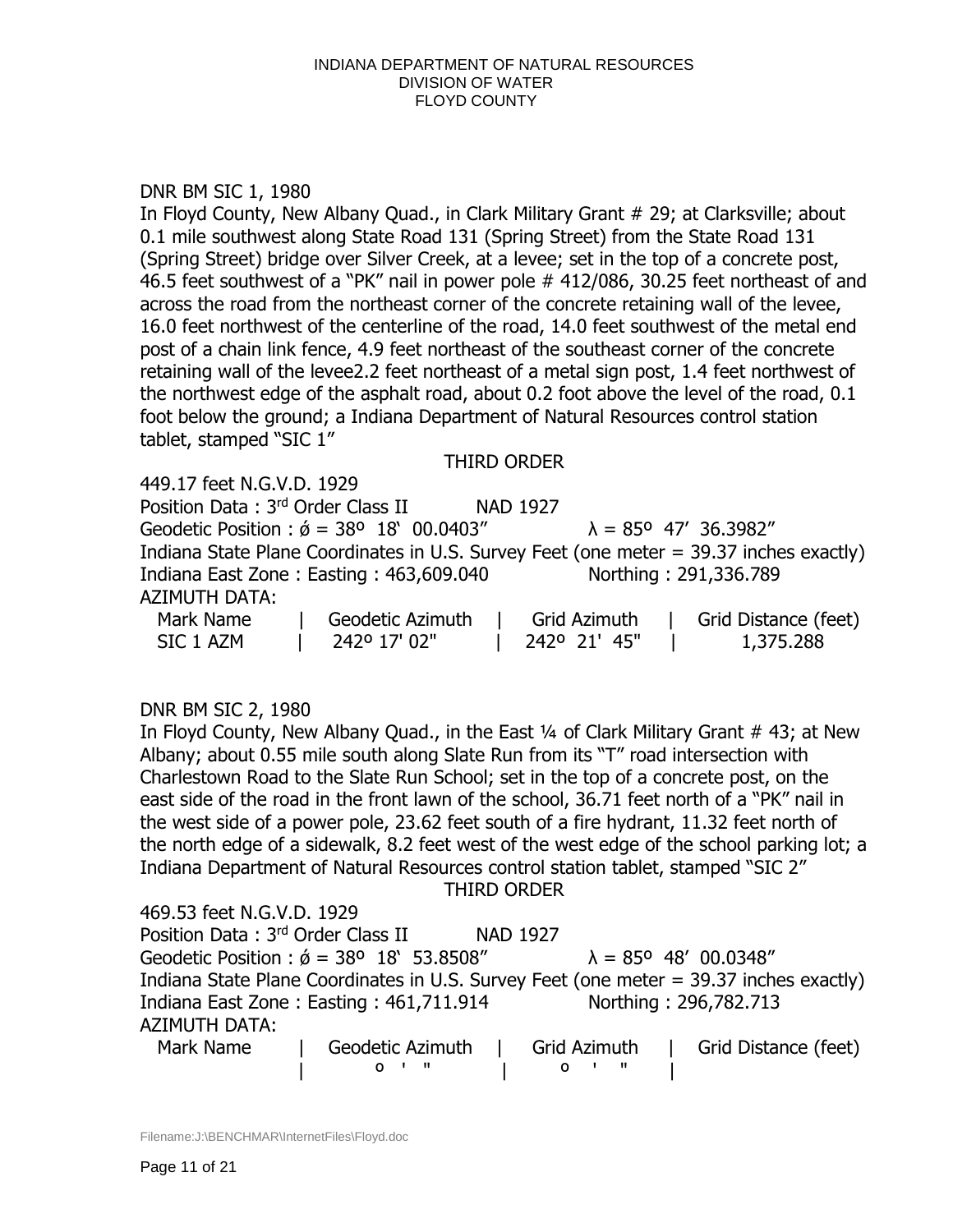INDIANA DEPARTMENT OF NATURAL RESOURCES
DIVISION OF WATER
FLOYD COUNTY

DNR BM SIC 1, 1980

In Floyd County, New Albany Quad., in Clark Military Grant # 29; at Clarksville; about 0.1 mile southwest along State Road 131 (Spring Street) from the State Road 131 (Spring Street) bridge over Silver Creek, at a levee; set in the top of a concrete post, 46.5 feet southwest of a "PK" nail in power pole # 412/086, 30.25 feet northeast of and across the road from the northeast corner of the concrete retaining wall of the levee, 16.0 feet northwest of the centerline of the road, 14.0 feet southwest of the metal end post of a chain link fence, 4.9 feet northeast of the southeast corner of the concrete retaining wall of the levee2.2 feet northeast of a metal sign post, 1.4 feet northwest of the northwest edge of the asphalt road, about 0.2 foot above the level of the road, 0.1 foot below the ground; a Indiana Department of Natural Resources control station tablet, stamped "SIC 1"

THIRD ORDER

449.17 feet N.G.V.D. 1929
Position Data : 3rd Order Class II NAD 1927
Geodetic Position : ǿ = 38º 18' 00.0403" λ = 85º 47' 36.3982"
Indiana State Plane Coordinates in U.S. Survey Feet (one meter = 39.37 inches exactly)
Indiana East Zone : Easting : 463,609.040 Northing : 291,336.789
AZIMUTH DATA:

| Mark Name | Geodetic Azimuth | Grid Azimuth | Grid Distance (feet) |
|---|---|---|---|
| SIC 1 AZM | 242º 17' 02" | 242º 21' 45" | 1,375.288 |

DNR BM SIC 2, 1980

In Floyd County, New Albany Quad., in the East ¼ of Clark Military Grant # 43; at New Albany; about 0.55 mile south along Slate Run from its "T" road intersection with Charlestown Road to the Slate Run School; set in the top of a concrete post, on the east side of the road in the front lawn of the school, 36.71 feet north of a "PK" nail in the west side of a power pole, 23.62 feet south of a fire hydrant, 11.32 feet north of the north edge of a sidewalk, 8.2 feet west of the west edge of the school parking lot; a Indiana Department of Natural Resources control station tablet, stamped "SIC 2"

THIRD ORDER

469.53 feet N.G.V.D. 1929
Position Data : 3rd Order Class II NAD 1927
Geodetic Position : ǿ = 38º 18' 53.8508" λ = 85º 48' 00.0348"
Indiana State Plane Coordinates in U.S. Survey Feet (one meter = 39.37 inches exactly)
Indiana East Zone : Easting : 461,711.914 Northing : 296,782.713
AZIMUTH DATA:

| Mark Name | Geodetic Azimuth | Grid Azimuth | Grid Distance (feet) |
|---|---|---|---|
| | o ' " | o ' " | |

Filename:J:\BENCHMAR\InternetFiles\Floyd.doc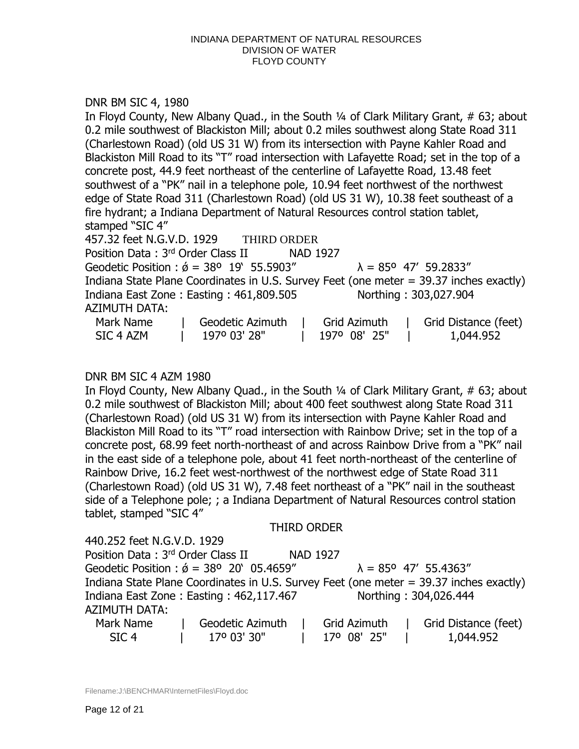INDIANA DEPARTMENT OF NATURAL RESOURCES
DIVISION OF WATER
FLOYD COUNTY

DNR BM SIC 4, 1980

In Floyd County, New Albany Quad., in the South ¼ of Clark Military Grant, # 63; about 0.2 mile southwest of Blackiston Mill; about 0.2 miles southwest along State Road 311 (Charlestown Road) (old US 31 W) from its intersection with Payne Kahler Road and Blackiston Mill Road to its "T" road intersection with Lafayette Road; set in the top of a concrete post, 44.9 feet northeast of the centerline of Lafayette Road, 13.48 feet southwest of a "PK" nail in a telephone pole, 10.94 feet northwest of the northwest edge of State Road 311 (Charlestown Road) (old US 31 W), 10.38 feet southeast of a fire hydrant; a Indiana Department of Natural Resources control station tablet, stamped "SIC 4"

457.32 feet N.G.V.D. 1929 THIRD ORDER

Position Data : 3rd Order Class II NAD 1927

Geodetic Position : ǿ = 38º 19' 55.5903" λ = 85º 47' 59.2833"

Indiana State Plane Coordinates in U.S. Survey Feet (one meter = 39.37 inches exactly)

Indiana East Zone : Easting : 461,809.505 Northing : 303,027.904

AZIMUTH DATA:

| Mark Name | Geodetic Azimuth | Grid Azimuth | Grid Distance (feet) |
|---|---|---|---|
| SIC 4 AZM | 197º 03' 28" | 197º 08' 25" | 1,044.952 |

DNR BM SIC 4 AZM 1980

In Floyd County, New Albany Quad., in the South ¼ of Clark Military Grant, # 63; about 0.2 mile southwest of Blackiston Mill; about 400 feet southwest along State Road 311 (Charlestown Road) (old US 31 W) from its intersection with Payne Kahler Road and Blackiston Mill Road to its "T" road intersection with Rainbow Drive; set in the top of a concrete post, 68.99 feet north-northeast of and across Rainbow Drive from a "PK" nail in the east side of a telephone pole, about 41 feet north-northeast of the centerline of Rainbow Drive, 16.2 feet west-northwest of the northwest edge of State Road 311 (Charlestown Road) (old US 31 W), 7.48 feet northeast of a "PK" nail in the southeast side of a Telephone pole; ; a Indiana Department of Natural Resources control station tablet, stamped "SIC 4"

THIRD ORDER

440.252 feet N.G.V.D. 1929

Position Data : 3rd Order Class II NAD 1927

Geodetic Position : ǿ = 38º 20' 05.4659" λ = 85º 47' 55.4363"

Indiana State Plane Coordinates in U.S. Survey Feet (one meter = 39.37 inches exactly)

Indiana East Zone : Easting : 462,117.467 Northing : 304,026.444

AZIMUTH DATA:

| Mark Name | Geodetic Azimuth | Grid Azimuth | Grid Distance (feet) |
|---|---|---|---|
| SIC 4 | 17º 03' 30" | 17º 08' 25" | 1,044.952 |

Filename:J:\BENCHMAR\InternetFiles\Floyd.doc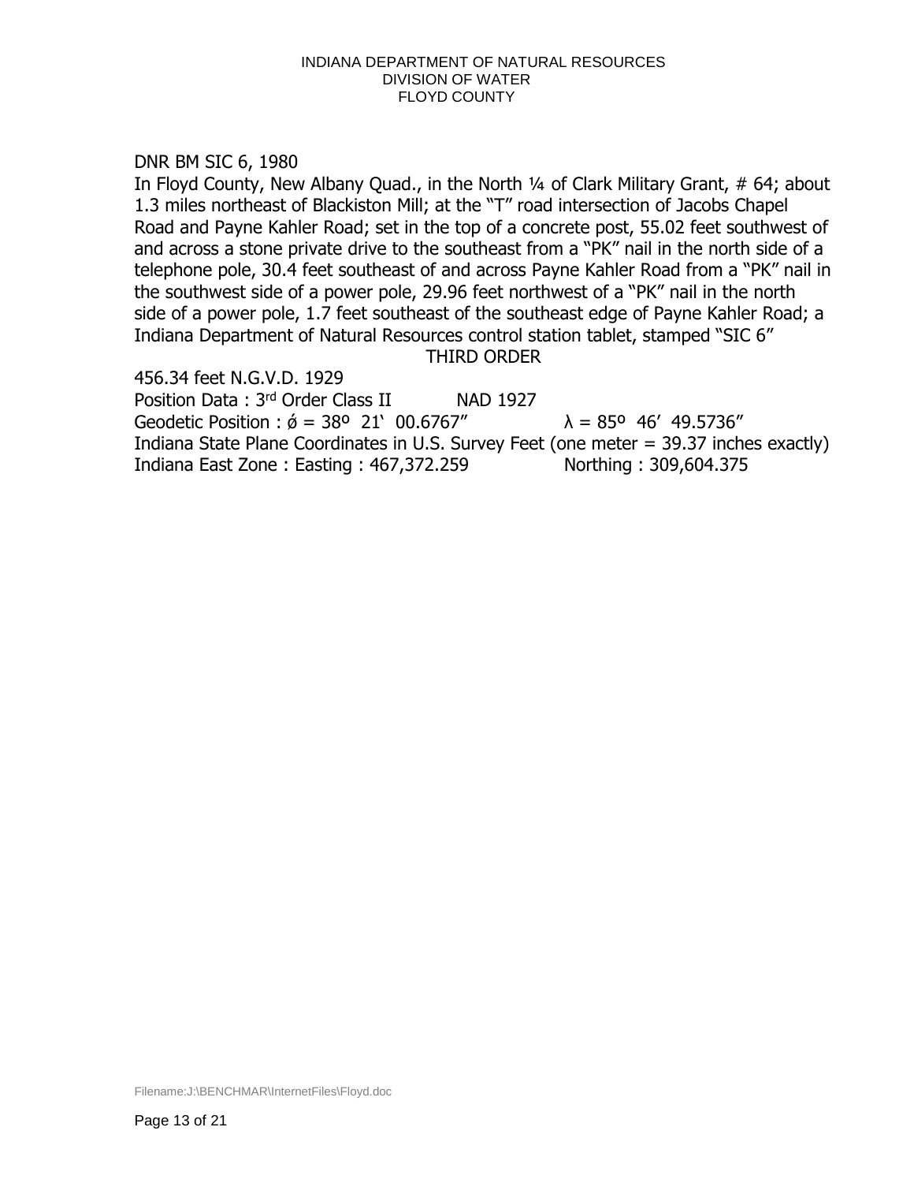DNR BM SIC 6, 1980

In Floyd County, New Albany Quad., in the North ¼ of Clark Military Grant, # 64; about 1.3 miles northeast of Blackiston Mill; at the "T" road intersection of Jacobs Chapel Road and Payne Kahler Road; set in the top of a concrete post, 55.02 feet southwest of and across a stone private drive to the southeast from a "PK" nail in the north side of a telephone pole, 30.4 feet southeast of and across Payne Kahler Road from a "PK" nail in the southwest side of a power pole, 29.96 feet northwest of a "PK" nail in the north side of a power pole, 1.7 feet southeast of the southeast edge of Payne Kahler Road; a Indiana Department of Natural Resources control station tablet, stamped "SIC 6"

THIRD ORDER

456.34 feet N.G.V.D. 1929

Position Data : 3rd Order Class II NAD 1927

Geodetic Position : ǿ = 38º 21' 00.6767" λ = 85º 46' 49.5736"

Indiana State Plane Coordinates in U.S. Survey Feet (one meter = 39.37 inches exactly)

Indiana East Zone : Easting : 467,372.259 Northing : 309,604.375

Filename:J:\BENCHMAR\InternetFiles\Floyd.doc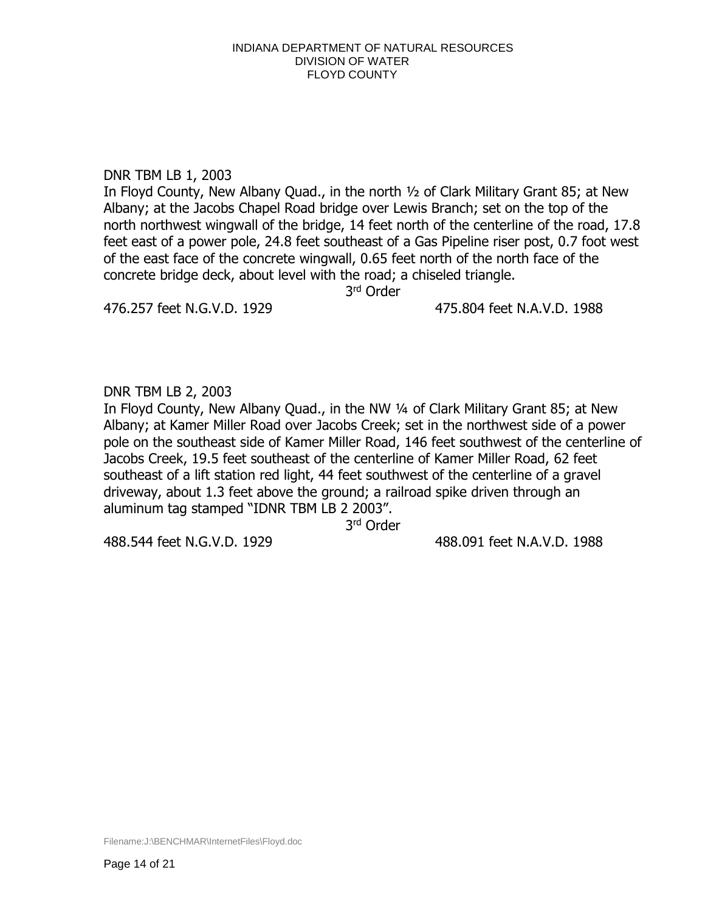DNR TBM LB 1, 2003

In Floyd County, New Albany Quad., in the north ½ of Clark Military Grant 85; at New Albany; at the Jacobs Chapel Road bridge over Lewis Branch; set on the top of the north northwest wingwall of the bridge, 14 feet north of the centerline of the road, 17.8 feet east of a power pole, 24.8 feet southeast of a Gas Pipeline riser post, 0.7 foot west of the east face of the concrete wingwall, 0.65 feet north of the north face of the concrete bridge deck, about level with the road; a chiseled triangle.

3rd Order

476.257 feet N.G.V.D. 1929 475.804 feet N.A.V.D. 1988

DNR TBM LB 2, 2003

In Floyd County, New Albany Quad., in the NW ¼ of Clark Military Grant 85; at New Albany; at Kamer Miller Road over Jacobs Creek; set in the northwest side of a power pole on the southeast side of Kamer Miller Road, 146 feet southwest of the centerline of Jacobs Creek, 19.5 feet southeast of the centerline of Kamer Miller Road, 62 feet southeast of a lift station red light, 44 feet southwest of the centerline of a gravel driveway, about 1.3 feet above the ground; a railroad spike driven through an aluminum tag stamped "IDNR TBM LB 2 2003".

3rd Order

488.544 feet N.G.V.D. 1929 488.091 feet N.A.V.D. 1988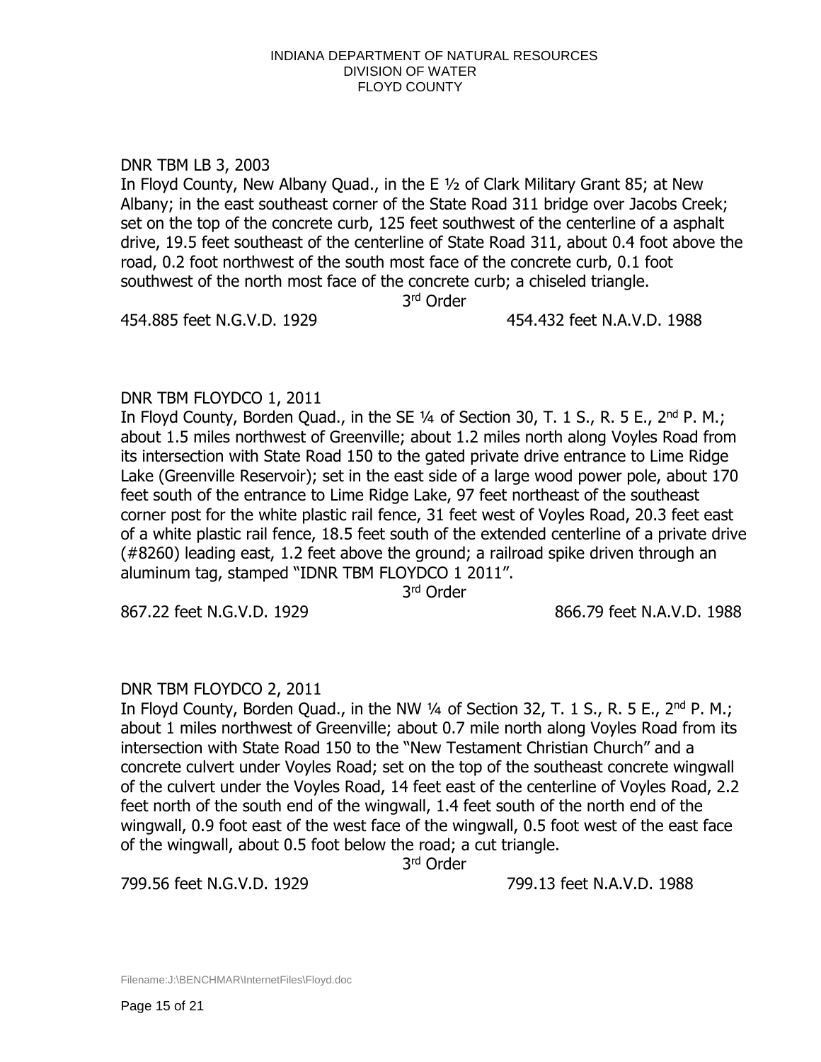INDIANA DEPARTMENT OF NATURAL RESOURCES
DIVISION OF WATER
FLOYD COUNTY

DNR TBM LB 3, 2003
In Floyd County, New Albany Quad., in the E ½ of Clark Military Grant 85; at New Albany; in the east southeast corner of the State Road 311 bridge over Jacobs Creek; set on the top of the concrete curb, 125 feet southwest of the centerline of a asphalt drive, 19.5 feet southeast of the centerline of State Road 311, about 0.4 foot above the road, 0.2 foot northwest of the south most face of the concrete curb, 0.1 foot southwest of the north most face of the concrete curb; a chiseled triangle.

3rd Order

454.885 feet N.G.V.D. 1929 454.432 feet N.A.V.D. 1988

DNR TBM FLOYDCO 1, 2011
In Floyd County, Borden Quad., in the SE ¼ of Section 30, T. 1 S., R. 5 E., 2nd P. M.; about 1.5 miles northwest of Greenville; about 1.2 miles north along Voyles Road from its intersection with State Road 150 to the gated private drive entrance to Lime Ridge Lake (Greenville Reservoir); set in the east side of a large wood power pole, about 170 feet south of the entrance to Lime Ridge Lake, 97 feet northeast of the southeast corner post for the white plastic rail fence, 31 feet west of Voyles Road, 20.3 feet east of a white plastic rail fence, 18.5 feet south of the extended centerline of a private drive (#8260) leading east, 1.2 feet above the ground; a railroad spike driven through an aluminum tag, stamped "IDNR TBM FLOYDCO 1 2011".

3rd Order

867.22 feet N.G.V.D. 1929 866.79 feet N.A.V.D. 1988

DNR TBM FLOYDCO 2, 2011
In Floyd County, Borden Quad., in the NW ¼ of Section 32, T. 1 S., R. 5 E., 2nd P. M.; about 1 miles northwest of Greenville; about 0.7 mile north along Voyles Road from its intersection with State Road 150 to the "New Testament Christian Church" and a concrete culvert under Voyles Road; set on the top of the southeast concrete wingwall of the culvert under the Voyles Road, 14 feet east of the centerline of Voyles Road, 2.2 feet north of the south end of the wingwall, 1.4 feet south of the north end of the wingwall, 0.9 foot east of the west face of the wingwall, 0.5 foot west of the east face of the wingwall, about 0.5 foot below the road; a cut triangle.

3rd Order

799.56 feet N.G.V.D. 1929 799.13 feet N.A.V.D. 1988

Filename:J:\BENCHMAR\InternetFiles\Floyd.doc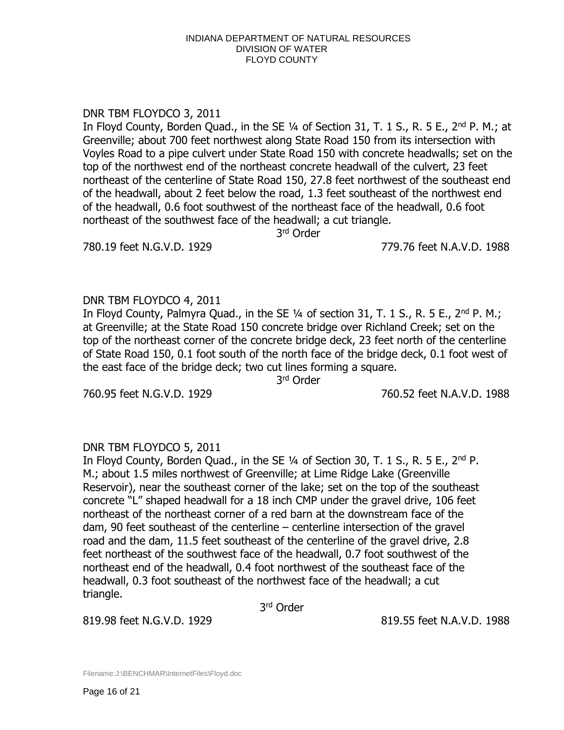INDIANA DEPARTMENT OF NATURAL RESOURCES
DIVISION OF WATER
FLOYD COUNTY

DNR TBM FLOYDCO 3, 2011

In Floyd County, Borden Quad., in the SE ¼ of Section 31, T. 1 S., R. 5 E., 2nd P. M.; at Greenville; about 700 feet northwest along State Road 150 from its intersection with Voyles Road to a pipe culvert under State Road 150 with concrete headwalls; set on the top of the northwest end of the northeast concrete headwall of the culvert, 23 feet northeast of the centerline of State Road 150, 27.8 feet northwest of the southeast end of the headwall, about 2 feet below the road, 1.3 feet southeast of the northwest end of the headwall, 0.6 foot southwest of the northeast face of the headwall, 0.6 foot northeast of the southwest face of the headwall; a cut triangle.

3rd Order

780.19 feet N.G.V.D. 1929 779.76 feet N.A.V.D. 1988

DNR TBM FLOYDCO 4, 2011

In Floyd County, Palmyra Quad., in the SE ¼ of section 31, T. 1 S., R. 5 E., 2nd P. M.; at Greenville; at the State Road 150 concrete bridge over Richland Creek; set on the top of the northeast corner of the concrete bridge deck, 23 feet north of the centerline of State Road 150, 0.1 foot south of the north face of the bridge deck, 0.1 foot west of the east face of the bridge deck; two cut lines forming a square.

3rd Order

760.95 feet N.G.V.D. 1929 760.52 feet N.A.V.D. 1988

DNR TBM FLOYDCO 5, 2011

In Floyd County, Borden Quad., in the SE ¼ of Section 30, T. 1 S., R. 5 E., 2nd P. M.; about 1.5 miles northwest of Greenville; at Lime Ridge Lake (Greenville Reservoir), near the southeast corner of the lake; set on the top of the southeast concrete "L" shaped headwall for a 18 inch CMP under the gravel drive, 106 feet northeast of the northeast corner of a red barn at the downstream face of the dam, 90 feet southeast of the centerline – centerline intersection of the gravel road and the dam, 11.5 feet southeast of the centerline of the gravel drive, 2.8 feet northeast of the southwest face of the headwall, 0.7 foot southwest of the northeast end of the headwall, 0.4 foot northwest of the southeast face of the headwall, 0.3 foot southeast of the northwest face of the headwall; a cut triangle.

3rd Order

819.98 feet N.G.V.D. 1929 819.55 feet N.A.V.D. 1988

Filename:J:\BENCHMAR\InternetFiles\Floyd.doc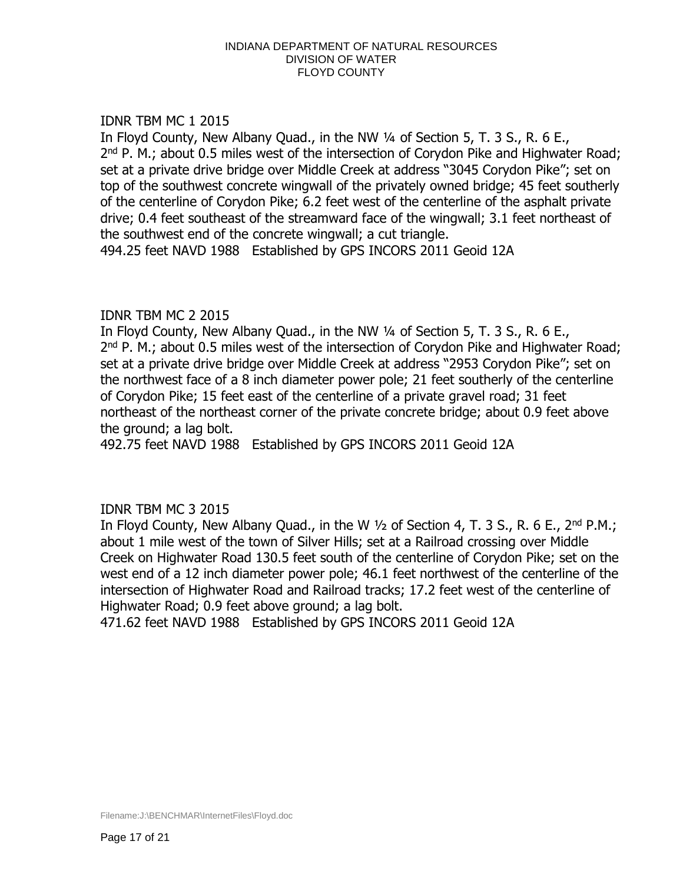INDIANA DEPARTMENT OF NATURAL RESOURCES
DIVISION OF WATER
FLOYD COUNTY

IDNR TBM MC 1 2015
In Floyd County, New Albany Quad., in the NW ¼ of Section 5, T. 3 S., R. 6 E., 2nd P. M.; about 0.5 miles west of the intersection of Corydon Pike and Highwater Road; set at a private drive bridge over Middle Creek at address "3045 Corydon Pike"; set on top of the southwest concrete wingwall of the privately owned bridge; 45 feet southerly of the centerline of Corydon Pike; 6.2 feet west of the centerline of the asphalt private drive; 0.4 feet southeast of the streamward face of the wingwall; 3.1 feet northeast of the southwest end of the concrete wingwall; a cut triangle.
494.25 feet NAVD 1988 Established by GPS INCORS 2011 Geoid 12A

IDNR TBM MC 2 2015
In Floyd County, New Albany Quad., in the NW ¼ of Section 5, T. 3 S., R. 6 E., 2nd P. M.; about 0.5 miles west of the intersection of Corydon Pike and Highwater Road; set at a private drive bridge over Middle Creek at address "2953 Corydon Pike"; set on the northwest face of a 8 inch diameter power pole; 21 feet southerly of the centerline of Corydon Pike; 15 feet east of the centerline of a private gravel road; 31 feet northeast of the northeast corner of the private concrete bridge; about 0.9 feet above the ground; a lag bolt.
492.75 feet NAVD 1988 Established by GPS INCORS 2011 Geoid 12A

IDNR TBM MC 3 2015
In Floyd County, New Albany Quad., in the W ½ of Section 4, T. 3 S., R. 6 E., 2nd P.M.; about 1 mile west of the town of Silver Hills; set at a Railroad crossing over Middle Creek on Highwater Road 130.5 feet south of the centerline of Corydon Pike; set on the west end of a 12 inch diameter power pole; 46.1 feet northwest of the centerline of the intersection of Highwater Road and Railroad tracks; 17.2 feet west of the centerline of Highwater Road; 0.9 feet above ground; a lag bolt.
471.62 feet NAVD 1988 Established by GPS INCORS 2011 Geoid 12A

Filename:J:\BENCHMAR\InternetFiles\Floyd.doc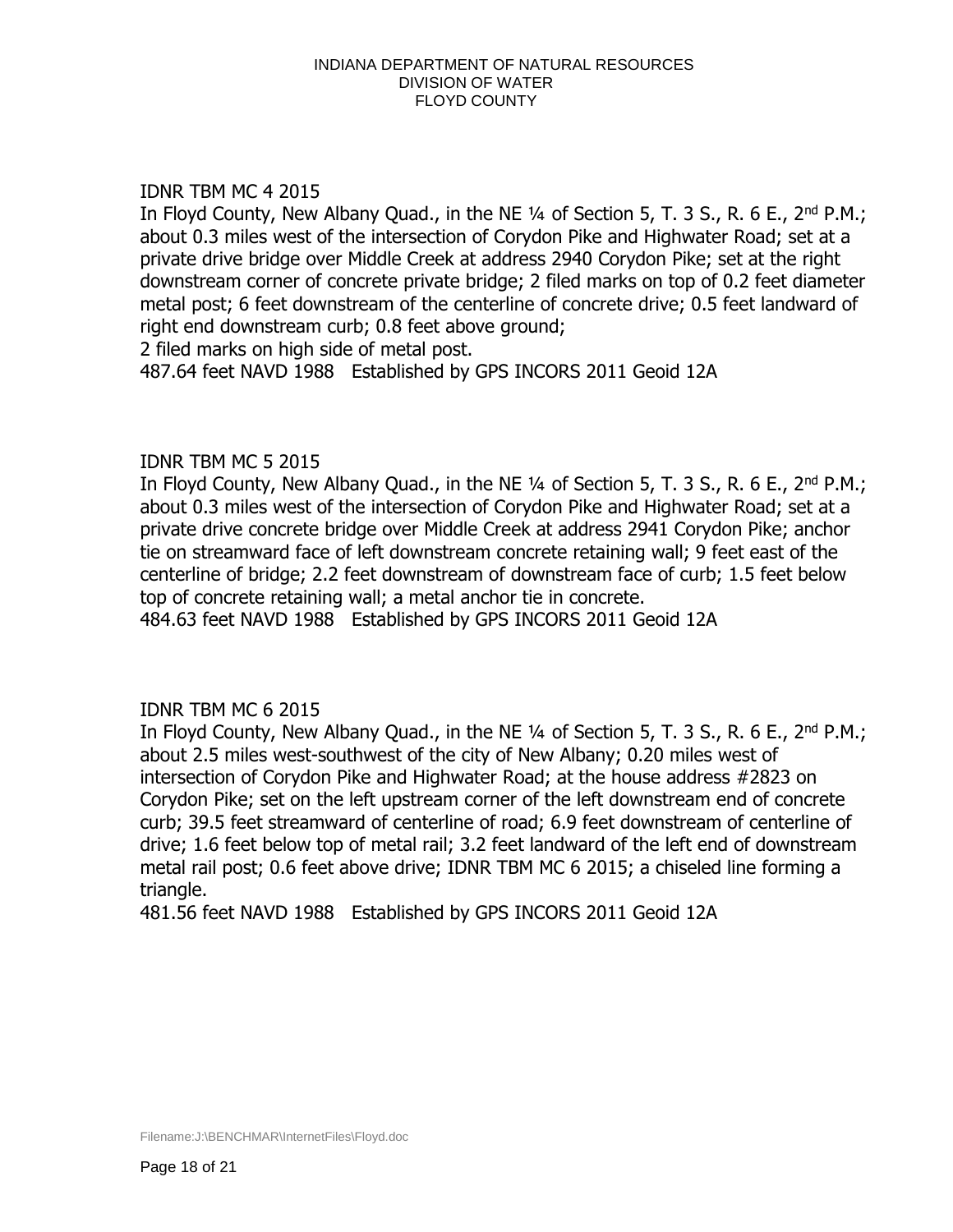IDNR TBM MC 4 2015

In Floyd County, New Albany Quad., in the NE ¼ of Section 5, T. 3 S., R. 6 E., 2nd P.M.; about 0.3 miles west of the intersection of Corydon Pike and Highwater Road; set at a private drive bridge over Middle Creek at address 2940 Corydon Pike; set at the right downstream corner of concrete private bridge; 2 filed marks on top of 0.2 feet diameter metal post; 6 feet downstream of the centerline of concrete drive; 0.5 feet landward of right end downstream curb; 0.8 feet above ground;
2 filed marks on high side of metal post.
487.64 feet NAVD 1988   Established by GPS INCORS 2011 Geoid 12A

IDNR TBM MC 5 2015

In Floyd County, New Albany Quad., in the NE ¼ of Section 5, T. 3 S., R. 6 E., 2nd P.M.; about 0.3 miles west of the intersection of Corydon Pike and Highwater Road; set at a private drive concrete bridge over Middle Creek at address 2941 Corydon Pike; anchor tie on streamward face of left downstream concrete retaining wall; 9 feet east of the centerline of bridge; 2.2 feet downstream of downstream face of curb; 1.5 feet below top of concrete retaining wall; a metal anchor tie in concrete.
484.63 feet NAVD 1988   Established by GPS INCORS 2011 Geoid 12A

IDNR TBM MC 6 2015

In Floyd County, New Albany Quad., in the NE ¼ of Section 5, T. 3 S., R. 6 E., 2nd P.M.; about 2.5 miles west-southwest of the city of New Albany; 0.20 miles west of intersection of Corydon Pike and Highwater Road; at the house address #2823 on Corydon Pike; set on the left upstream corner of the left downstream end of concrete curb; 39.5 feet streamward of centerline of road; 6.9 feet downstream of centerline of drive; 1.6 feet below top of metal rail; 3.2 feet landward of the left end of downstream metal rail post; 0.6 feet above drive; IDNR TBM MC 6 2015; a chiseled line forming a triangle.
481.56 feet NAVD 1988   Established by GPS INCORS 2011 Geoid 12A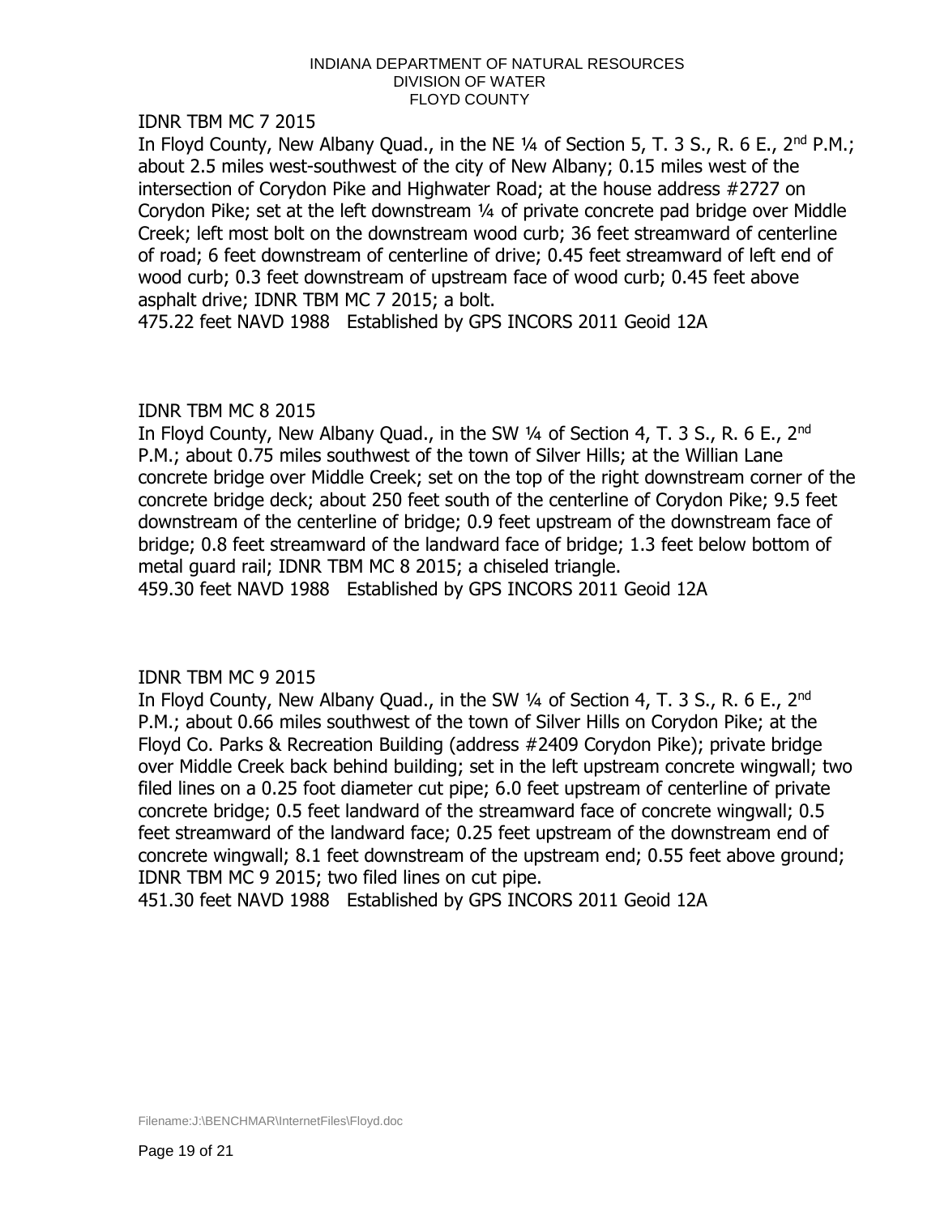INDIANA DEPARTMENT OF NATURAL RESOURCES
DIVISION OF WATER
FLOYD COUNTY

IDNR TBM MC 7 2015

In Floyd County, New Albany Quad., in the NE ¼ of Section 5, T. 3 S., R. 6 E., 2nd P.M.; about 2.5 miles west-southwest of the city of New Albany; 0.15 miles west of the intersection of Corydon Pike and Highwater Road; at the house address #2727 on Corydon Pike; set at the left downstream ¼ of private concrete pad bridge over Middle Creek; left most bolt on the downstream wood curb; 36 feet streamward of centerline of road; 6 feet downstream of centerline of drive; 0.45 feet streamward of left end of wood curb; 0.3 feet downstream of upstream face of wood curb; 0.45 feet above asphalt drive; IDNR TBM MC 7 2015; a bolt.
475.22 feet NAVD 1988 Established by GPS INCORS 2011 Geoid 12A

IDNR TBM MC 8 2015

In Floyd County, New Albany Quad., in the SW ¼ of Section 4, T. 3 S., R. 6 E., 2nd P.M.; about 0.75 miles southwest of the town of Silver Hills; at the Willian Lane concrete bridge over Middle Creek; set on the top of the right downstream corner of the concrete bridge deck; about 250 feet south of the centerline of Corydon Pike; 9.5 feet downstream of the centerline of bridge; 0.9 feet upstream of the downstream face of bridge; 0.8 feet streamward of the landward face of bridge; 1.3 feet below bottom of metal guard rail; IDNR TBM MC 8 2015; a chiseled triangle.
459.30 feet NAVD 1988 Established by GPS INCORS 2011 Geoid 12A

IDNR TBM MC 9 2015

In Floyd County, New Albany Quad., in the SW ¼ of Section 4, T. 3 S., R. 6 E., 2nd P.M.; about 0.66 miles southwest of the town of Silver Hills on Corydon Pike; at the Floyd Co. Parks & Recreation Building (address #2409 Corydon Pike); private bridge over Middle Creek back behind building; set in the left upstream concrete wingwall; two filed lines on a 0.25 foot diameter cut pipe; 6.0 feet upstream of centerline of private concrete bridge; 0.5 feet landward of the streamward face of concrete wingwall; 0.5 feet streamward of the landward face; 0.25 feet upstream of the downstream end of concrete wingwall; 8.1 feet downstream of the upstream end; 0.55 feet above ground; IDNR TBM MC 9 2015; two filed lines on cut pipe.
451.30 feet NAVD 1988 Established by GPS INCORS 2011 Geoid 12A

Filename:J:\BENCHMAR\InternetFiles\Floyd.doc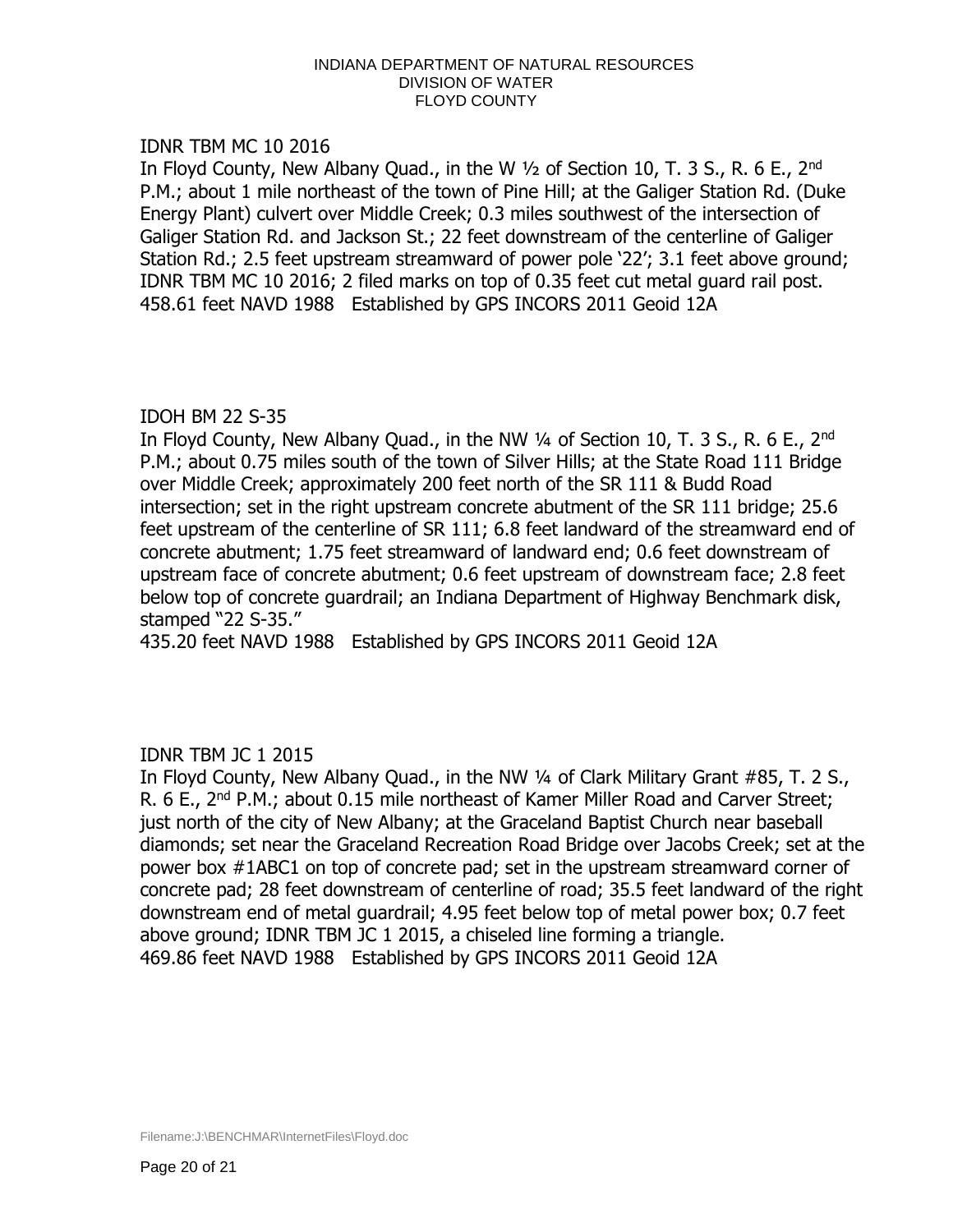IDNR TBM MC 10 2016

In Floyd County, New Albany Quad., in the W ½ of Section 10, T. 3 S., R. 6 E., 2nd P.M.; about 1 mile northeast of the town of Pine Hill; at the Galiger Station Rd. (Duke Energy Plant) culvert over Middle Creek; 0.3 miles southwest of the intersection of Galiger Station Rd. and Jackson St.; 22 feet downstream of the centerline of Galiger Station Rd.; 2.5 feet upstream streamward of power pole '22'; 3.1 feet above ground; IDNR TBM MC 10 2016; 2 filed marks on top of 0.35 feet cut metal guard rail post.
458.61 feet NAVD 1988   Established by GPS INCORS 2011 Geoid 12A

IDOH BM 22 S-35

In Floyd County, New Albany Quad., in the NW ¼ of Section 10, T. 3 S., R. 6 E., 2nd P.M.; about 0.75 miles south of the town of Silver Hills; at the State Road 111 Bridge over Middle Creek; approximately 200 feet north of the SR 111 & Budd Road intersection; set in the right upstream concrete abutment of the SR 111 bridge; 25.6 feet upstream of the centerline of SR 111; 6.8 feet landward of the streamward end of concrete abutment; 1.75 feet streamward of landward end; 0.6 feet downstream of upstream face of concrete abutment; 0.6 feet upstream of downstream face; 2.8 feet below top of concrete guardrail; an Indiana Department of Highway Benchmark disk, stamped "22 S-35."
435.20 feet NAVD 1988   Established by GPS INCORS 2011 Geoid 12A

IDNR TBM JC 1 2015

In Floyd County, New Albany Quad., in the NW ¼ of Clark Military Grant #85, T. 2 S., R. 6 E., 2nd P.M.; about 0.15 mile northeast of Kamer Miller Road and Carver Street; just north of the city of New Albany; at the Graceland Baptist Church near baseball diamonds; set near the Graceland Recreation Road Bridge over Jacobs Creek; set at the power box #1ABC1 on top of concrete pad; set in the upstream streamward corner of concrete pad; 28 feet downstream of centerline of road; 35.5 feet landward of the right downstream end of metal guardrail; 4.95 feet below top of metal power box; 0.7 feet above ground; IDNR TBM JC 1 2015, a chiseled line forming a triangle.
469.86 feet NAVD 1988   Established by GPS INCORS 2011 Geoid 12A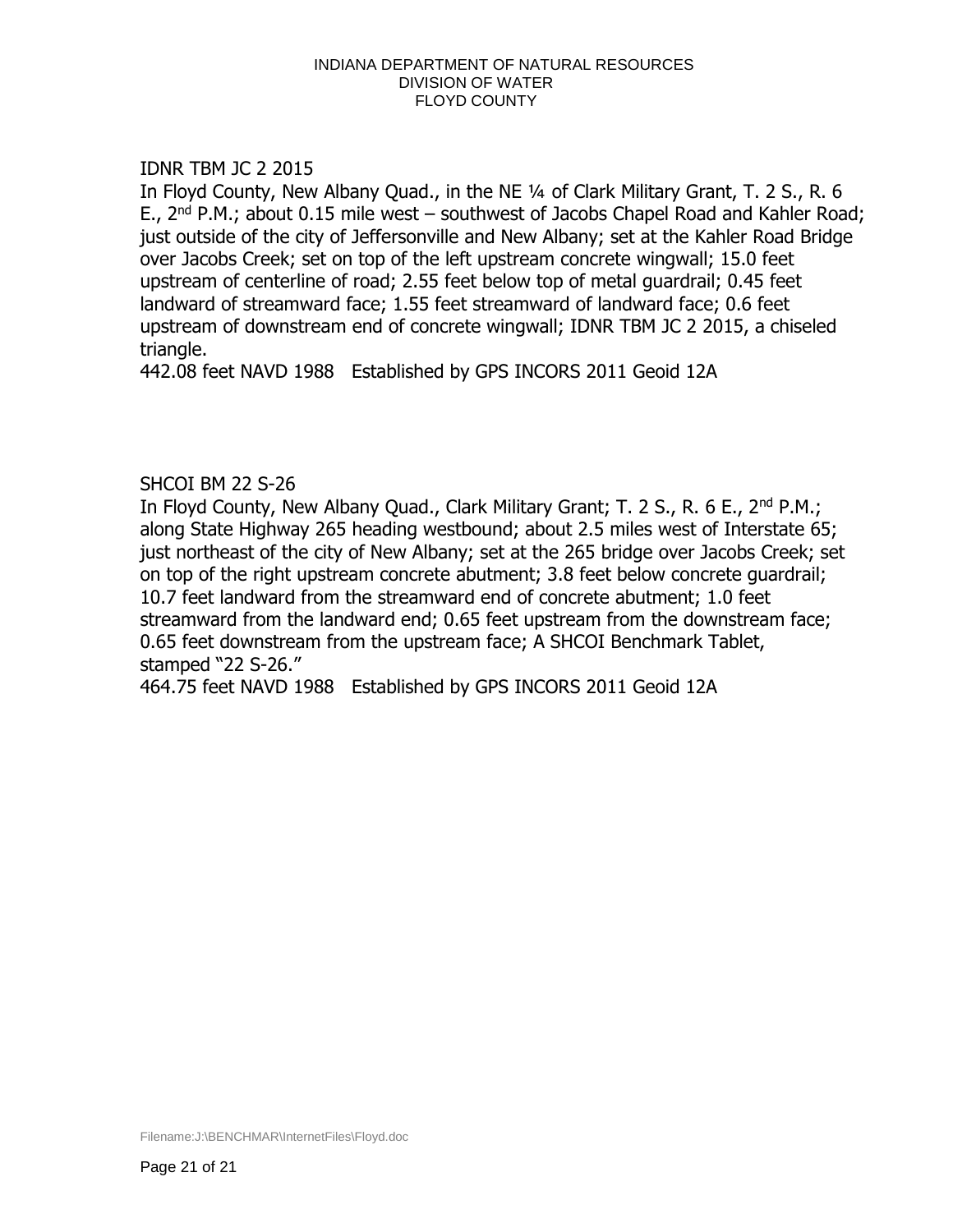IDNR TBM JC 2 2015

In Floyd County, New Albany Quad., in the NE ¼ of Clark Military Grant, T. 2 S., R. 6 E., 2nd P.M.; about 0.15 mile west – southwest of Jacobs Chapel Road and Kahler Road; just outside of the city of Jeffersonville and New Albany; set at the Kahler Road Bridge over Jacobs Creek; set on top of the left upstream concrete wingwall; 15.0 feet upstream of centerline of road; 2.55 feet below top of metal guardrail; 0.45 feet landward of streamward face; 1.55 feet streamward of landward face; 0.6 feet upstream of downstream end of concrete wingwall; IDNR TBM JC 2 2015, a chiseled triangle.

442.08 feet NAVD 1988   Established by GPS INCORS 2011 Geoid 12A

SHCOI BM 22 S-26

In Floyd County, New Albany Quad., Clark Military Grant; T. 2 S., R. 6 E., 2nd P.M.; along State Highway 265 heading westbound; about 2.5 miles west of Interstate 65; just northeast of the city of New Albany; set at the 265 bridge over Jacobs Creek; set on top of the right upstream concrete abutment; 3.8 feet below concrete guardrail; 10.7 feet landward from the streamward end of concrete abutment; 1.0 feet streamward from the landward end; 0.65 feet upstream from the downstream face; 0.65 feet downstream from the upstream face; A SHCOI Benchmark Tablet, stamped "22 S-26."

464.75 feet NAVD 1988   Established by GPS INCORS 2011 Geoid 12A